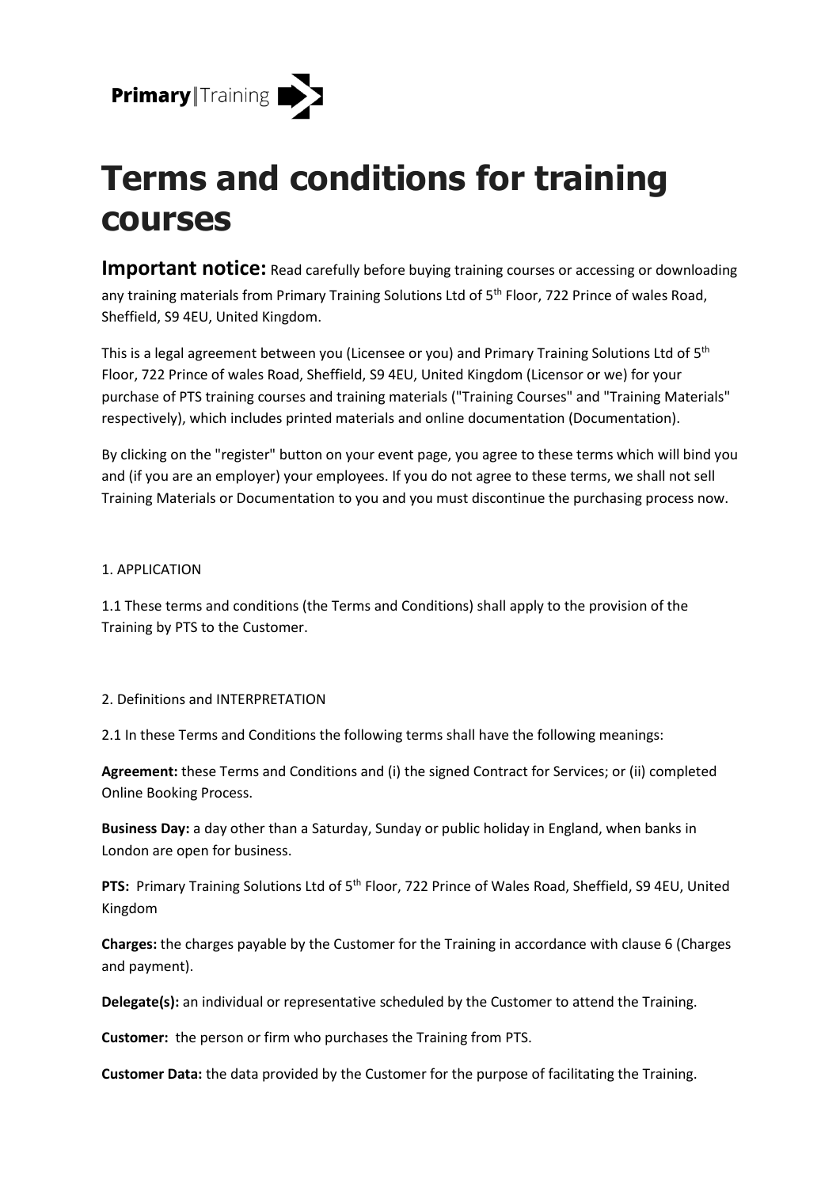**Primary**|Training

# Terms and conditions for training courses

**Important notice:** Read carefully before buying training courses or accessing or downloading any training materials from Primary Training Solutions Ltd of 5th Floor, 722 Prince of wales Road, Sheffield, S9 4EU, United Kingdom.

This is a legal agreement between you (Licensee or you) and Primary Training Solutions Ltd of 5th Floor, 722 Prince of wales Road, Sheffield, S9 4EU, United Kingdom (Licensor or we) for your purchase of PTS training courses and training materials ("Training Courses" and "Training Materials" respectively), which includes printed materials and online documentation (Documentation).

By clicking on the "register" button on your event page, you agree to these terms which will bind you and (if you are an employer) your employees. If you do not agree to these terms, we shall not sell Training Materials or Documentation to you and you must discontinue the purchasing process now.

1. APPLICATION

1.1 These terms and conditions (the Terms and Conditions) shall apply to the provision of the Training by PTS to the Customer.

2. Definitions and INTERPRETATION

2.1 In these Terms and Conditions the following terms shall have the following meanings:

**Agreement:** these Terms and Conditions and (i) the signed Contract for Services; or (ii) completed Online Booking Process.

**Business Day:** a day other than a Saturday, Sunday or public holiday in England, when banks in London are open for business.

**PTS:** Primary Training Solutions Ltd of 5th Floor, 722 Prince of Wales Road, Sheffield, S9 4EU, United Kingdom

**Charges:** the charges payable by the Customer for the Training in accordance with clause 6 (Charges and payment).

**Delegate(s):** an individual or representative scheduled by the Customer to attend the Training.

**Customer:** the person or firm who purchases the Training from PTS.

**Customer Data:** the data provided by the Customer for the purpose of facilitating the Training.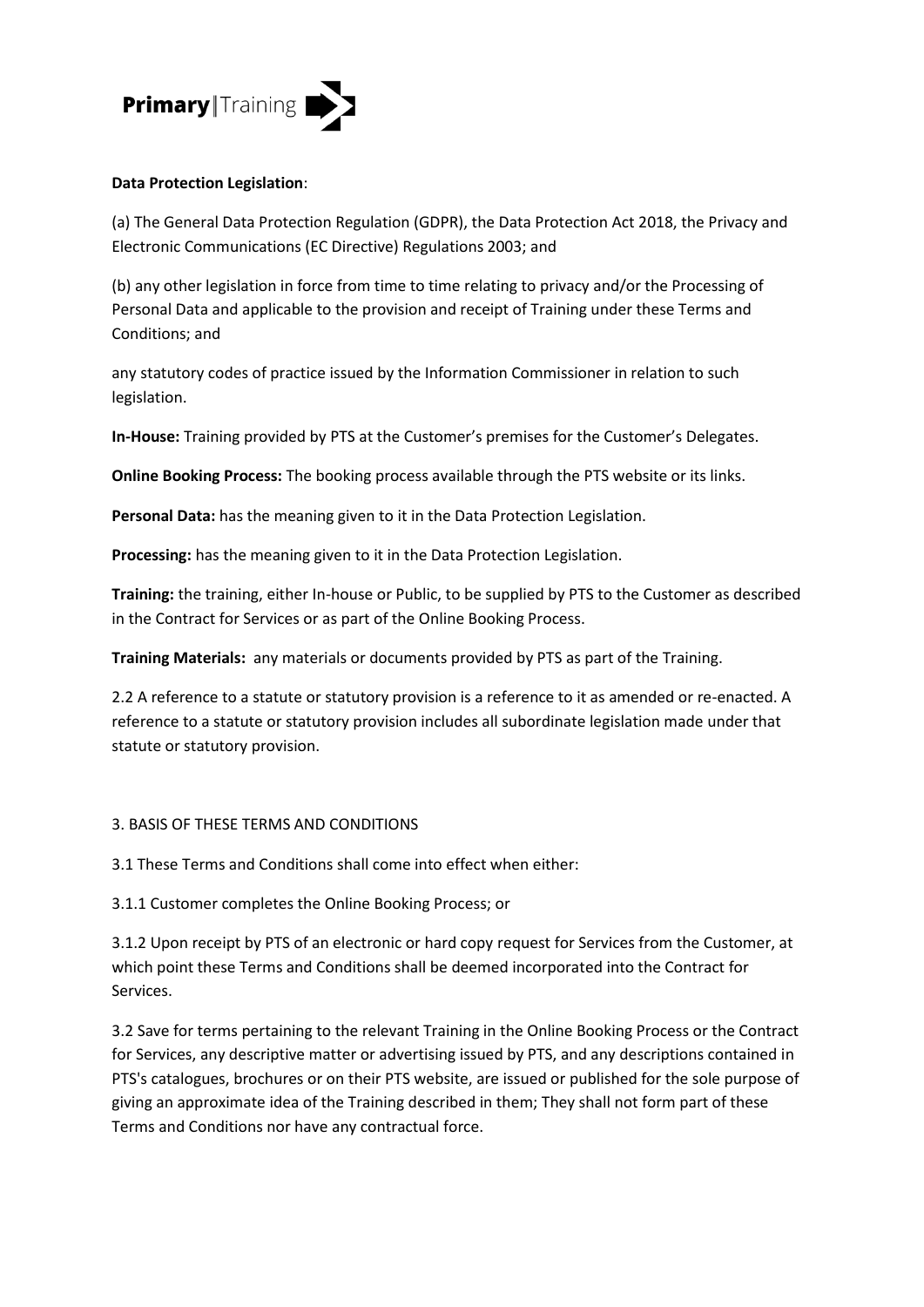**Data Protection Legislation**:

(a) The General Data Protection Regulation (GDPR), the Data Protection Act 2018, the Privacy and Electronic Communications (EC Directive) Regulations 2003; and

(b) any other legislation in force from time to time relating to privacy and/or the Processing of Personal Data and applicable to the provision and receipt of Training under these Terms and Conditions; and

any statutory codes of practice issued by the Information Commissioner in relation to such legislation.

**In-House:** Training provided by PTS at the Customer's premises for the Customer's Delegates.

**Online Booking Process:** The booking process available through the PTS website or its links.

**Personal Data:** has the meaning given to it in the Data Protection Legislation.

**Processing:** has the meaning given to it in the Data Protection Legislation.

**Training:** the training, either In-house or Public, to be supplied by PTS to the Customer as described in the Contract for Services or as part of the Online Booking Process.

**Training Materials:** any materials or documents provided by PTS as part of the Training.

2.2 A reference to a statute or statutory provision is a reference to it as amended or re-enacted. A reference to a statute or statutory provision includes all subordinate legislation made under that statute or statutory provision.

3. BASIS OF THESE TERMS AND CONDITIONS

3.1 These Terms and Conditions shall come into effect when either:

3.1.1 Customer completes the Online Booking Process; or

3.1.2 Upon receipt by PTS of an electronic or hard copy request for Services from the Customer, at which point these Terms and Conditions shall be deemed incorporated into the Contract for Services.

3.2 Save for terms pertaining to the relevant Training in the Online Booking Process or the Contract for Services, any descriptive matter or advertising issued by PTS, and any descriptions contained in PTS's catalogues, brochures or on their PTS website, are issued or published for the sole purpose of giving an approximate idea of the Training described in them; They shall not form part of these Terms and Conditions nor have any contractual force.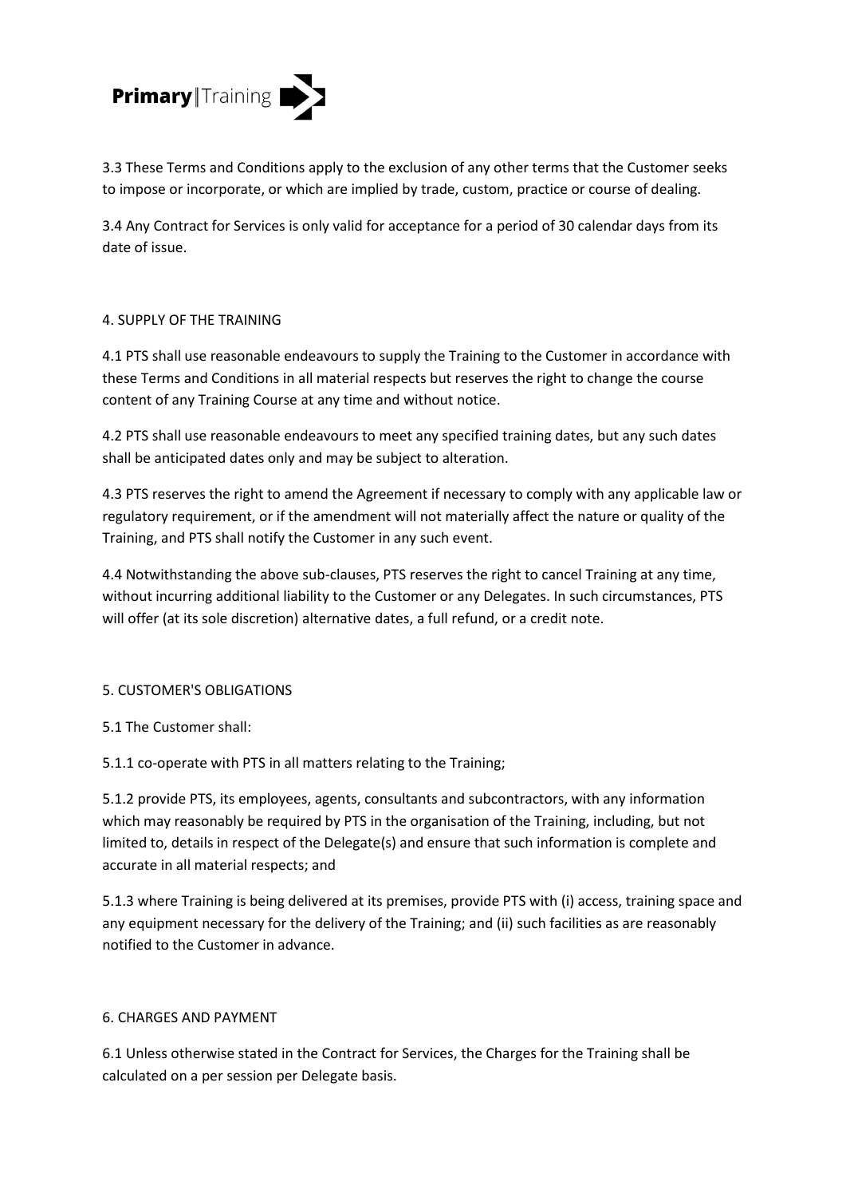3.3 These Terms and Conditions apply to the exclusion of any other terms that the Customer seeks to impose or incorporate, or which are implied by trade, custom, practice or course of dealing.

3.4 Any Contract for Services is only valid for acceptance for a period of 30 calendar days from its date of issue.

## 4. SUPPLY OF THE TRAINING

4.1 PTS shall use reasonable endeavours to supply the Training to the Customer in accordance with these Terms and Conditions in all material respects but reserves the right to change the course content of any Training Course at any time and without notice.

4.2 PTS shall use reasonable endeavours to meet any specified training dates, but any such dates shall be anticipated dates only and may be subject to alteration.

4.3 PTS reserves the right to amend the Agreement if necessary to comply with any applicable law or regulatory requirement, or if the amendment will not materially affect the nature or quality of the Training, and PTS shall notify the Customer in any such event.

4.4 Notwithstanding the above sub-clauses, PTS reserves the right to cancel Training at any time, without incurring additional liability to the Customer or any Delegates. In such circumstances, PTS will offer (at its sole discretion) alternative dates, a full refund, or a credit note.

## 5. CUSTOMER'S OBLIGATIONS

5.1 The Customer shall:

5.1.1 co-operate with PTS in all matters relating to the Training;

5.1.2 provide PTS, its employees, agents, consultants and subcontractors, with any information which may reasonably be required by PTS in the organisation of the Training, including, but not limited to, details in respect of the Delegate(s) and ensure that such information is complete and accurate in all material respects; and

5.1.3 where Training is being delivered at its premises, provide PTS with (i) access, training space and any equipment necessary for the delivery of the Training; and (ii) such facilities as are reasonably notified to the Customer in advance.

## 6. CHARGES AND PAYMENT

6.1 Unless otherwise stated in the Contract for Services, the Charges for the Training shall be calculated on a per session per Delegate basis.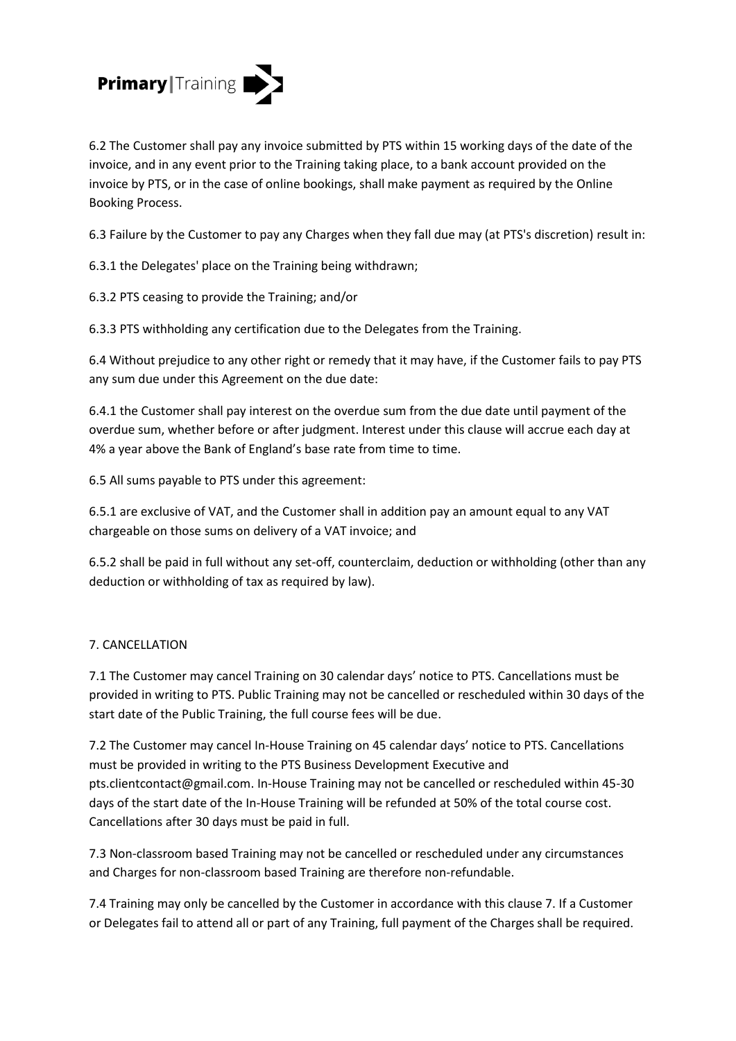6.2 The Customer shall pay any invoice submitted by PTS within 15 working days of the date of the invoice, and in any event prior to the Training taking place, to a bank account provided on the invoice by PTS, or in the case of online bookings, shall make payment as required by the Online Booking Process.

6.3 Failure by the Customer to pay any Charges when they fall due may (at PTS's discretion) result in:

6.3.1 the Delegates' place on the Training being withdrawn;

6.3.2 PTS ceasing to provide the Training; and/or

6.3.3 PTS withholding any certification due to the Delegates from the Training.

6.4 Without prejudice to any other right or remedy that it may have, if the Customer fails to pay PTS any sum due under this Agreement on the due date:

6.4.1 the Customer shall pay interest on the overdue sum from the due date until payment of the overdue sum, whether before or after judgment. Interest under this clause will accrue each day at 4% a year above the Bank of England's base rate from time to time.

6.5 All sums payable to PTS under this agreement:

6.5.1 are exclusive of VAT, and the Customer shall in addition pay an amount equal to any VAT chargeable on those sums on delivery of a VAT invoice; and

6.5.2 shall be paid in full without any set-off, counterclaim, deduction or withholding (other than any deduction or withholding of tax as required by law).

## 7. CANCELLATION

7.1 The Customer may cancel Training on 30 calendar days' notice to PTS. Cancellations must be provided in writing to PTS. Public Training may not be cancelled or rescheduled within 30 days of the start date of the Public Training, the full course fees will be due.

7.2 The Customer may cancel In-House Training on 45 calendar days' notice to PTS. Cancellations must be provided in writing to the PTS Business Development Executive and pts.clientcontact@gmail.com. In-House Training may not be cancelled or rescheduled within 45-30 days of the start date of the In-House Training will be refunded at 50% of the total course cost. Cancellations after 30 days must be paid in full.

7.3 Non-classroom based Training may not be cancelled or rescheduled under any circumstances and Charges for non-classroom based Training are therefore non-refundable.

7.4 Training may only be cancelled by the Customer in accordance with this clause 7. If a Customer or Delegates fail to attend all or part of any Training, full payment of the Charges shall be required.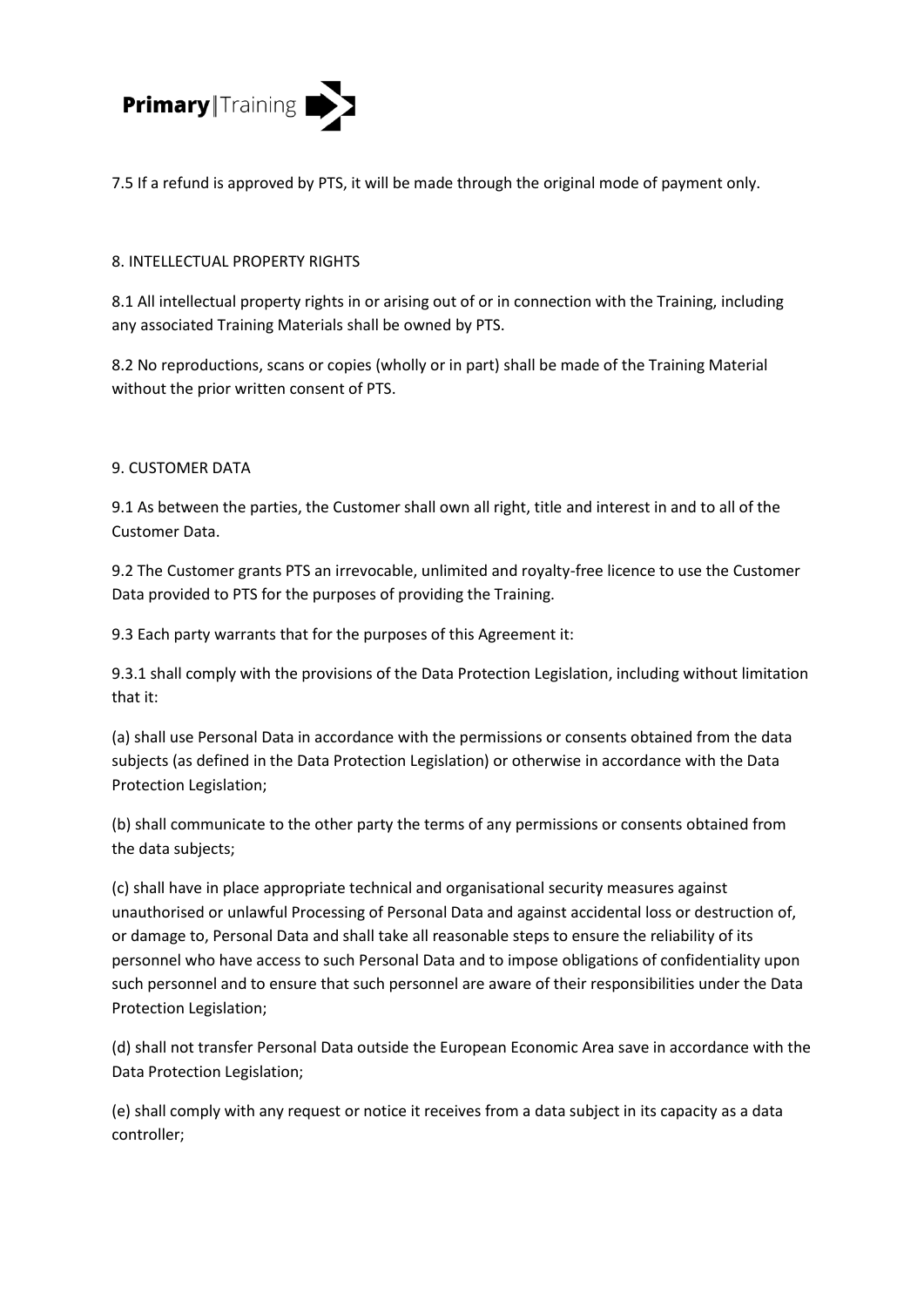7.5 If a refund is approved by PTS, it will be made through the original mode of payment only.

## 8. INTELLECTUAL PROPERTY RIGHTS

8.1 All intellectual property rights in or arising out of or in connection with the Training, including any associated Training Materials shall be owned by PTS.

8.2 No reproductions, scans or copies (wholly or in part) shall be made of the Training Material without the prior written consent of PTS.

## 9. CUSTOMER DATA

9.1 As between the parties, the Customer shall own all right, title and interest in and to all of the Customer Data.

9.2 The Customer grants PTS an irrevocable, unlimited and royalty-free licence to use the Customer Data provided to PTS for the purposes of providing the Training.

9.3 Each party warrants that for the purposes of this Agreement it:

9.3.1 shall comply with the provisions of the Data Protection Legislation, including without limitation that it:

(a) shall use Personal Data in accordance with the permissions or consents obtained from the data subjects (as defined in the Data Protection Legislation) or otherwise in accordance with the Data Protection Legislation;

(b) shall communicate to the other party the terms of any permissions or consents obtained from the data subjects;

(c) shall have in place appropriate technical and organisational security measures against unauthorised or unlawful Processing of Personal Data and against accidental loss or destruction of, or damage to, Personal Data and shall take all reasonable steps to ensure the reliability of its personnel who have access to such Personal Data and to impose obligations of confidentiality upon such personnel and to ensure that such personnel are aware of their responsibilities under the Data Protection Legislation;

(d) shall not transfer Personal Data outside the European Economic Area save in accordance with the Data Protection Legislation;

(e) shall comply with any request or notice it receives from a data subject in its capacity as a data controller;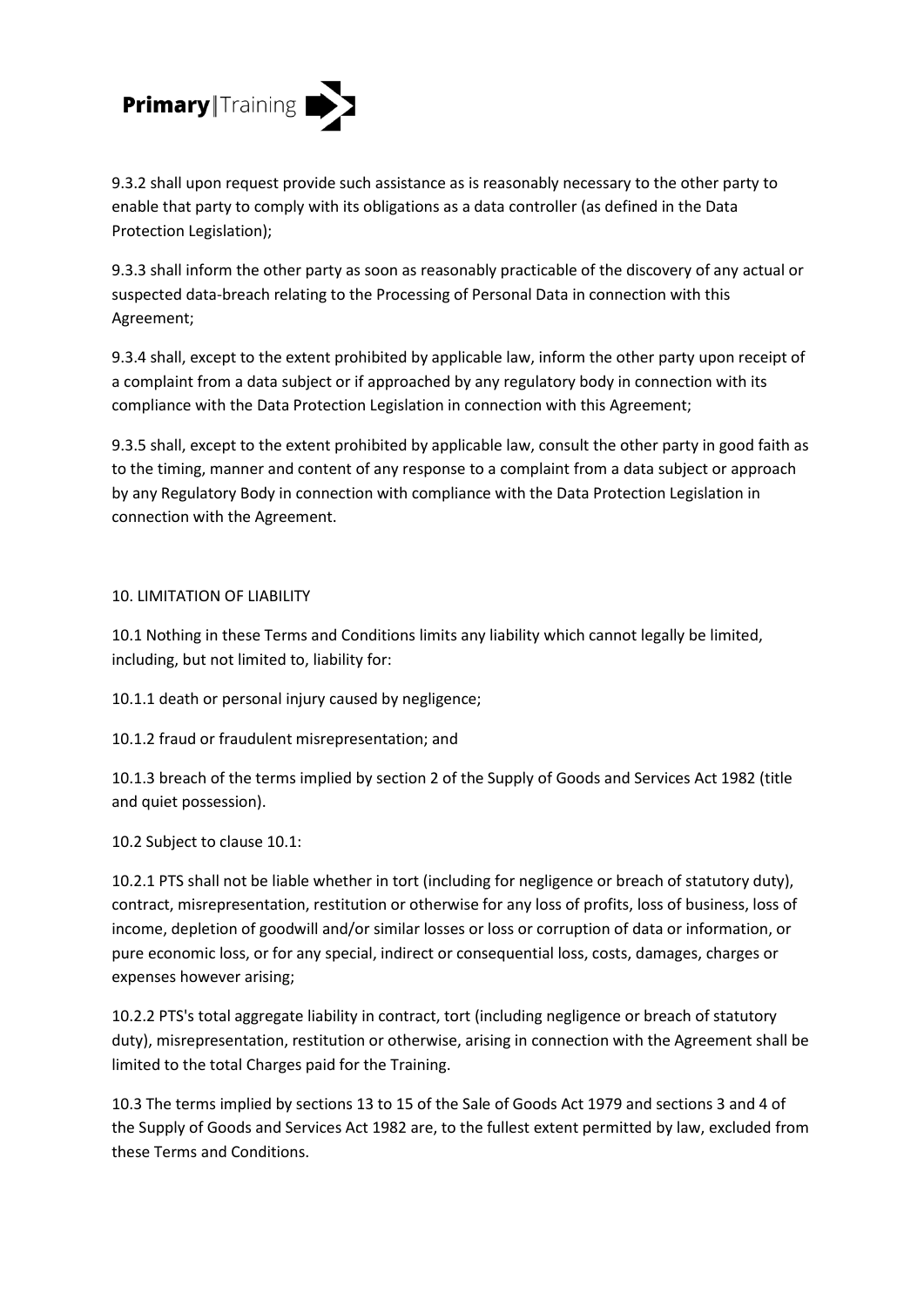9.3.2 shall upon request provide such assistance as is reasonably necessary to the other party to enable that party to comply with its obligations as a data controller (as defined in the Data Protection Legislation);

9.3.3 shall inform the other party as soon as reasonably practicable of the discovery of any actual or suspected data-breach relating to the Processing of Personal Data in connection with this Agreement;

9.3.4 shall, except to the extent prohibited by applicable law, inform the other party upon receipt of a complaint from a data subject or if approached by any regulatory body in connection with its compliance with the Data Protection Legislation in connection with this Agreement;

9.3.5 shall, except to the extent prohibited by applicable law, consult the other party in good faith as to the timing, manner and content of any response to a complaint from a data subject or approach by any Regulatory Body in connection with compliance with the Data Protection Legislation in connection with the Agreement.

## 10. LIMITATION OF LIABILITY

10.1 Nothing in these Terms and Conditions limits any liability which cannot legally be limited, including, but not limited to, liability for:

10.1.1 death or personal injury caused by negligence;

10.1.2 fraud or fraudulent misrepresentation; and

10.1.3 breach of the terms implied by section 2 of the Supply of Goods and Services Act 1982 (title and quiet possession).

10.2 Subject to clause 10.1:

10.2.1 PTS shall not be liable whether in tort (including for negligence or breach of statutory duty), contract, misrepresentation, restitution or otherwise for any loss of profits, loss of business, loss of income, depletion of goodwill and/or similar losses or loss or corruption of data or information, or pure economic loss, or for any special, indirect or consequential loss, costs, damages, charges or expenses however arising;

10.2.2 PTS's total aggregate liability in contract, tort (including negligence or breach of statutory duty), misrepresentation, restitution or otherwise, arising in connection with the Agreement shall be limited to the total Charges paid for the Training.

10.3 The terms implied by sections 13 to 15 of the Sale of Goods Act 1979 and sections 3 and 4 of the Supply of Goods and Services Act 1982 are, to the fullest extent permitted by law, excluded from these Terms and Conditions.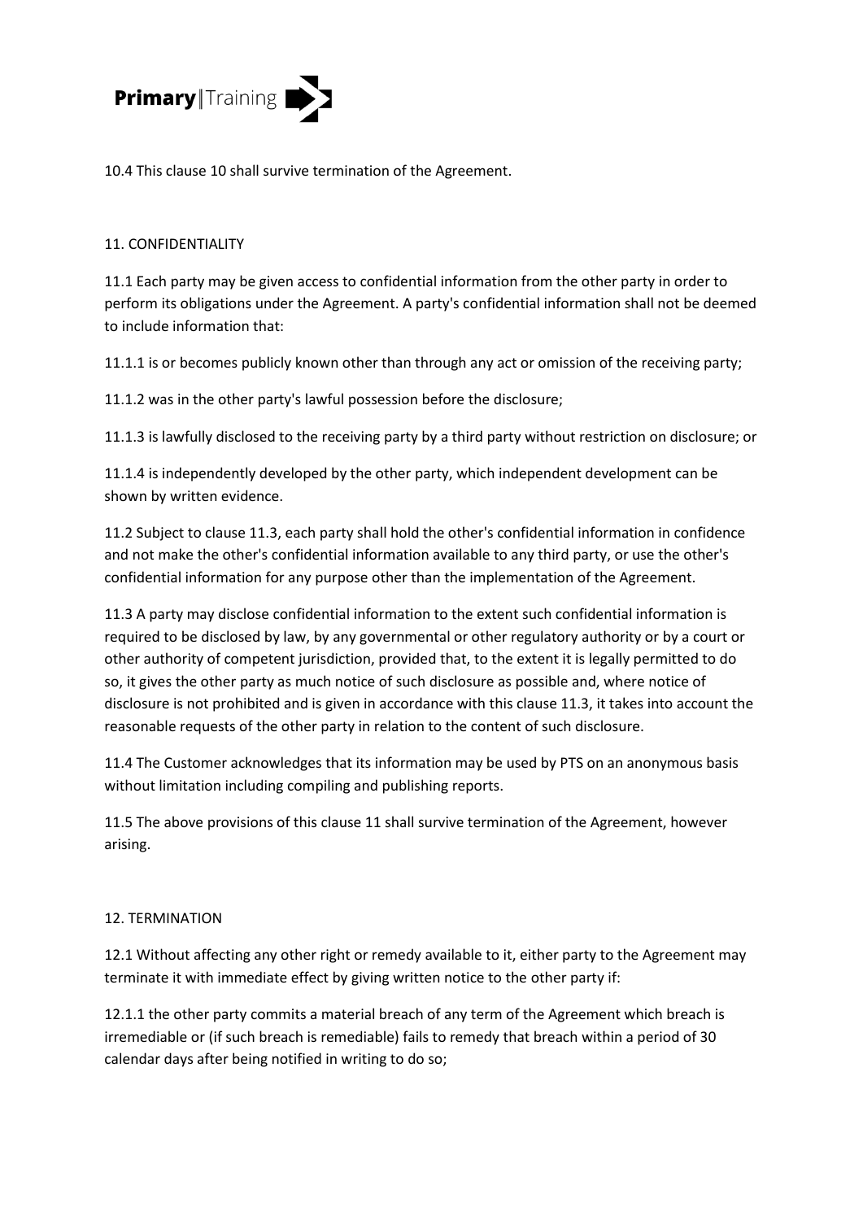10.4 This clause 10 shall survive termination of the Agreement.

## 11. CONFIDENTIALITY

11.1 Each party may be given access to confidential information from the other party in order to perform its obligations under the Agreement. A party's confidential information shall not be deemed to include information that:

11.1.1 is or becomes publicly known other than through any act or omission of the receiving party;

11.1.2 was in the other party's lawful possession before the disclosure;

11.1.3 is lawfully disclosed to the receiving party by a third party without restriction on disclosure; or

11.1.4 is independently developed by the other party, which independent development can be shown by written evidence.

11.2 Subject to clause 11.3, each party shall hold the other's confidential information in confidence and not make the other's confidential information available to any third party, or use the other's confidential information for any purpose other than the implementation of the Agreement.

11.3 A party may disclose confidential information to the extent such confidential information is required to be disclosed by law, by any governmental or other regulatory authority or by a court or other authority of competent jurisdiction, provided that, to the extent it is legally permitted to do so, it gives the other party as much notice of such disclosure as possible and, where notice of disclosure is not prohibited and is given in accordance with this clause 11.3, it takes into account the reasonable requests of the other party in relation to the content of such disclosure.

11.4 The Customer acknowledges that its information may be used by PTS on an anonymous basis without limitation including compiling and publishing reports.

11.5 The above provisions of this clause 11 shall survive termination of the Agreement, however arising.

## 12. TERMINATION

12.1 Without affecting any other right or remedy available to it, either party to the Agreement may terminate it with immediate effect by giving written notice to the other party if:

12.1.1 the other party commits a material breach of any term of the Agreement which breach is irremediable or (if such breach is remediable) fails to remedy that breach within a period of 30 calendar days after being notified in writing to do so;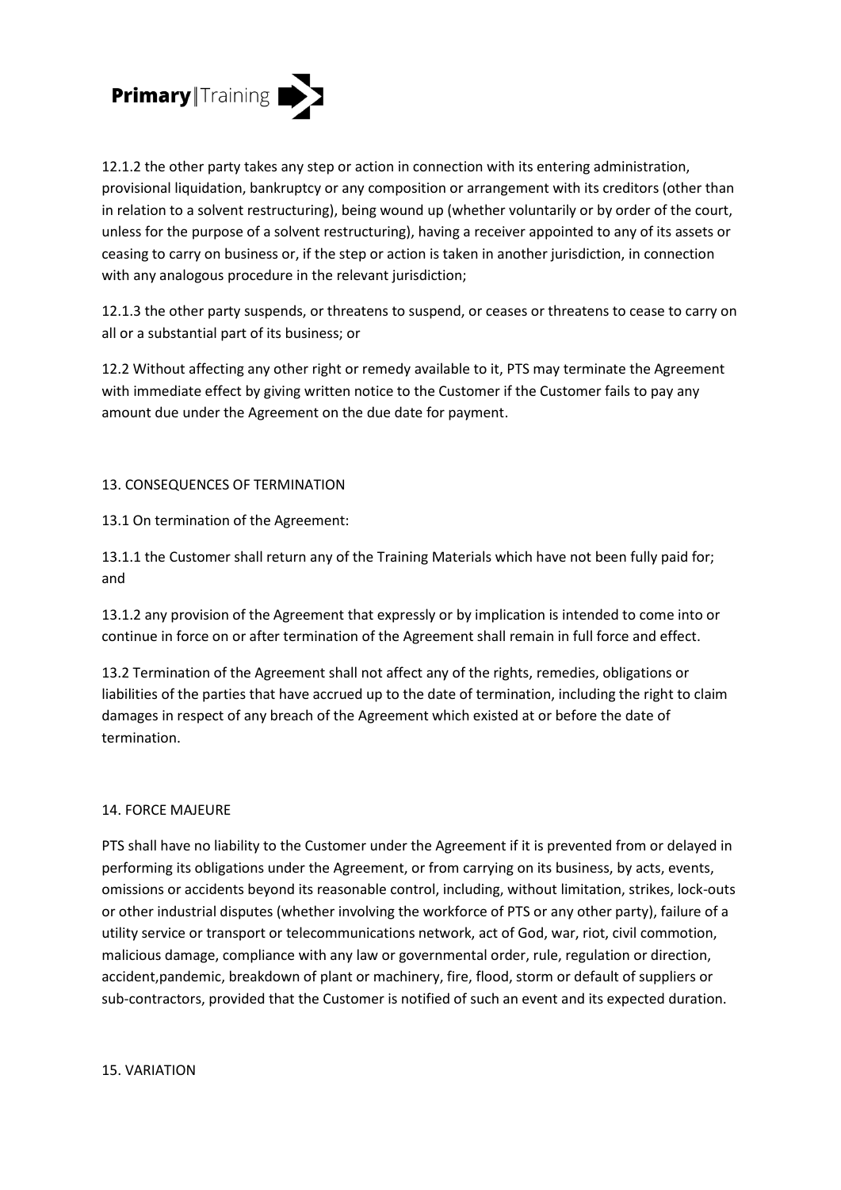12.1.2 the other party takes any step or action in connection with its entering administration, provisional liquidation, bankruptcy or any composition or arrangement with its creditors (other than in relation to a solvent restructuring), being wound up (whether voluntarily or by order of the court, unless for the purpose of a solvent restructuring), having a receiver appointed to any of its assets or ceasing to carry on business or, if the step or action is taken in another jurisdiction, in connection with any analogous procedure in the relevant jurisdiction;

12.1.3 the other party suspends, or threatens to suspend, or ceases or threatens to cease to carry on all or a substantial part of its business; or

12.2 Without affecting any other right or remedy available to it, PTS may terminate the Agreement with immediate effect by giving written notice to the Customer if the Customer fails to pay any amount due under the Agreement on the due date for payment.

## 13. CONSEQUENCES OF TERMINATION

13.1 On termination of the Agreement:

13.1.1 the Customer shall return any of the Training Materials which have not been fully paid for; and

13.1.2 any provision of the Agreement that expressly or by implication is intended to come into or continue in force on or after termination of the Agreement shall remain in full force and effect.

13.2 Termination of the Agreement shall not affect any of the rights, remedies, obligations or liabilities of the parties that have accrued up to the date of termination, including the right to claim damages in respect of any breach of the Agreement which existed at or before the date of termination.

## 14. FORCE MAJEURE

PTS shall have no liability to the Customer under the Agreement if it is prevented from or delayed in performing its obligations under the Agreement, or from carrying on its business, by acts, events, omissions or accidents beyond its reasonable control, including, without limitation, strikes, lock-outs or other industrial disputes (whether involving the workforce of PTS or any other party), failure of a utility service or transport or telecommunications network, act of God, war, riot, civil commotion, malicious damage, compliance with any law or governmental order, rule, regulation or direction, accident,pandemic, breakdown of plant or machinery, fire, flood, storm or default of suppliers or sub-contractors, provided that the Customer is notified of such an event and its expected duration.

## 15. VARIATION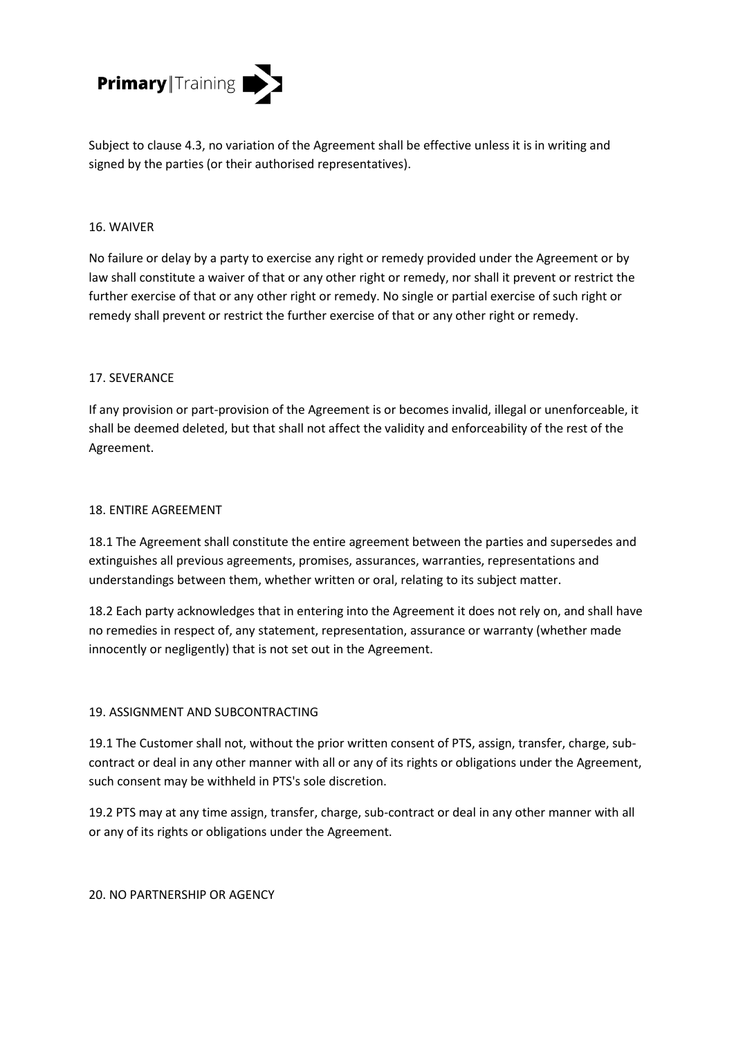Subject to clause 4.3, no variation of the Agreement shall be effective unless it is in writing and signed by the parties (or their authorised representatives).

## 16. WAIVER

No failure or delay by a party to exercise any right or remedy provided under the Agreement or by law shall constitute a waiver of that or any other right or remedy, nor shall it prevent or restrict the further exercise of that or any other right or remedy. No single or partial exercise of such right or remedy shall prevent or restrict the further exercise of that or any other right or remedy.

## 17. SEVERANCE

If any provision or part-provision of the Agreement is or becomes invalid, illegal or unenforceable, it shall be deemed deleted, but that shall not affect the validity and enforceability of the rest of the Agreement.

## 18. ENTIRE AGREEMENT

18.1 The Agreement shall constitute the entire agreement between the parties and supersedes and extinguishes all previous agreements, promises, assurances, warranties, representations and understandings between them, whether written or oral, relating to its subject matter.

18.2 Each party acknowledges that in entering into the Agreement it does not rely on, and shall have no remedies in respect of, any statement, representation, assurance or warranty (whether made innocently or negligently) that is not set out in the Agreement.

## 19. ASSIGNMENT AND SUBCONTRACTING

19.1 The Customer shall not, without the prior written consent of PTS, assign, transfer, charge, sub-contract or deal in any other manner with all or any of its rights or obligations under the Agreement, such consent may be withheld in PTS's sole discretion.

19.2 PTS may at any time assign, transfer, charge, sub-contract or deal in any other manner with all or any of its rights or obligations under the Agreement.

## 20. NO PARTNERSHIP OR AGENCY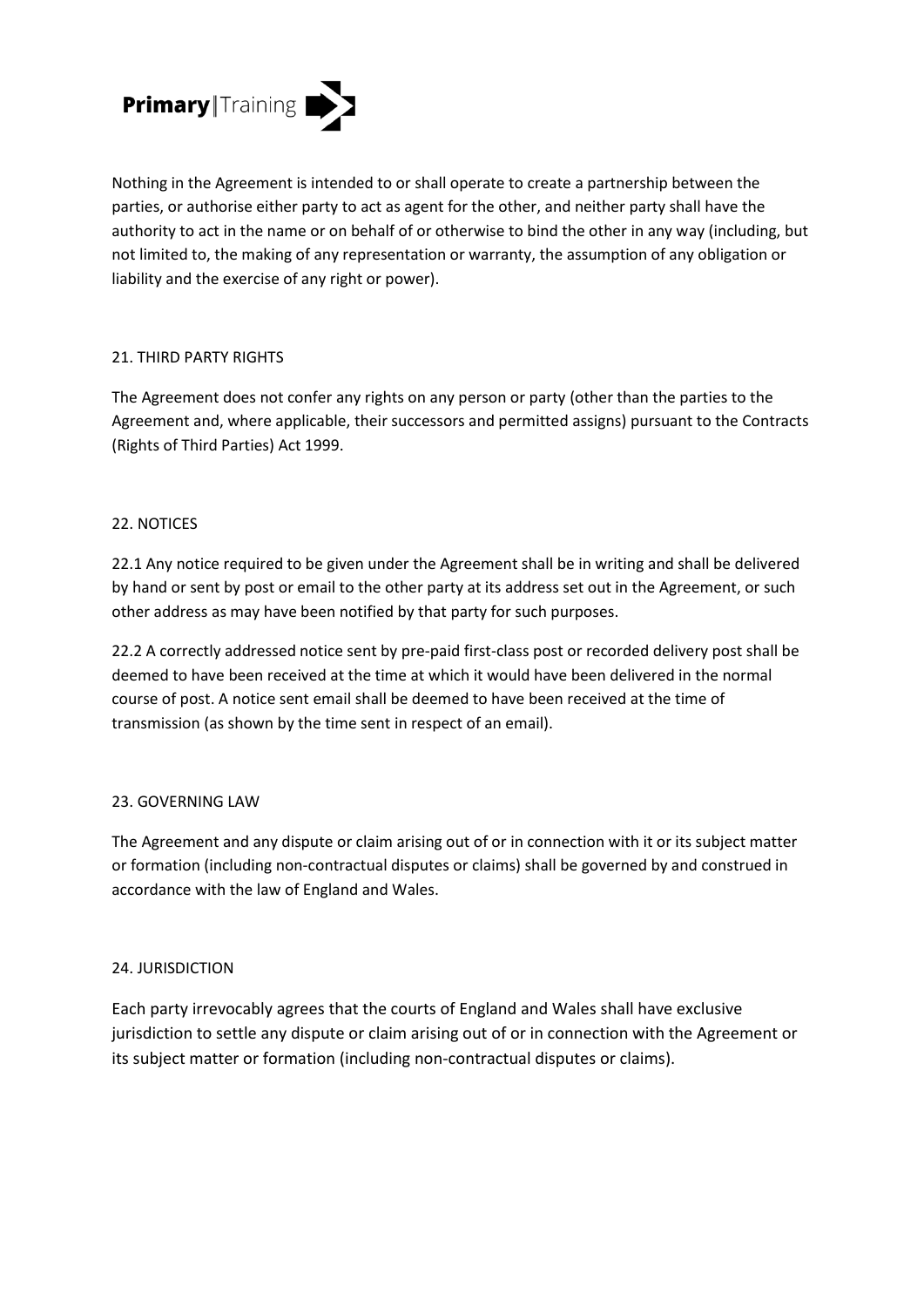Nothing in the Agreement is intended to or shall operate to create a partnership between the parties, or authorise either party to act as agent for the other, and neither party shall have the authority to act in the name or on behalf of or otherwise to bind the other in any way (including, but not limited to, the making of any representation or warranty, the assumption of any obligation or liability and the exercise of any right or power).

## 21. THIRD PARTY RIGHTS

The Agreement does not confer any rights on any person or party (other than the parties to the Agreement and, where applicable, their successors and permitted assigns) pursuant to the Contracts (Rights of Third Parties) Act 1999.

## 22. NOTICES

22.1 Any notice required to be given under the Agreement shall be in writing and shall be delivered by hand or sent by post or email to the other party at its address set out in the Agreement, or such other address as may have been notified by that party for such purposes.

22.2 A correctly addressed notice sent by pre-paid first-class post or recorded delivery post shall be deemed to have been received at the time at which it would have been delivered in the normal course of post. A notice sent email shall be deemed to have been received at the time of transmission (as shown by the time sent in respect of an email).

## 23. GOVERNING LAW

The Agreement and any dispute or claim arising out of or in connection with it or its subject matter or formation (including non-contractual disputes or claims) shall be governed by and construed in accordance with the law of England and Wales.

## 24. JURISDICTION

Each party irrevocably agrees that the courts of England and Wales shall have exclusive jurisdiction to settle any dispute or claim arising out of or in connection with the Agreement or its subject matter or formation (including non-contractual disputes or claims).